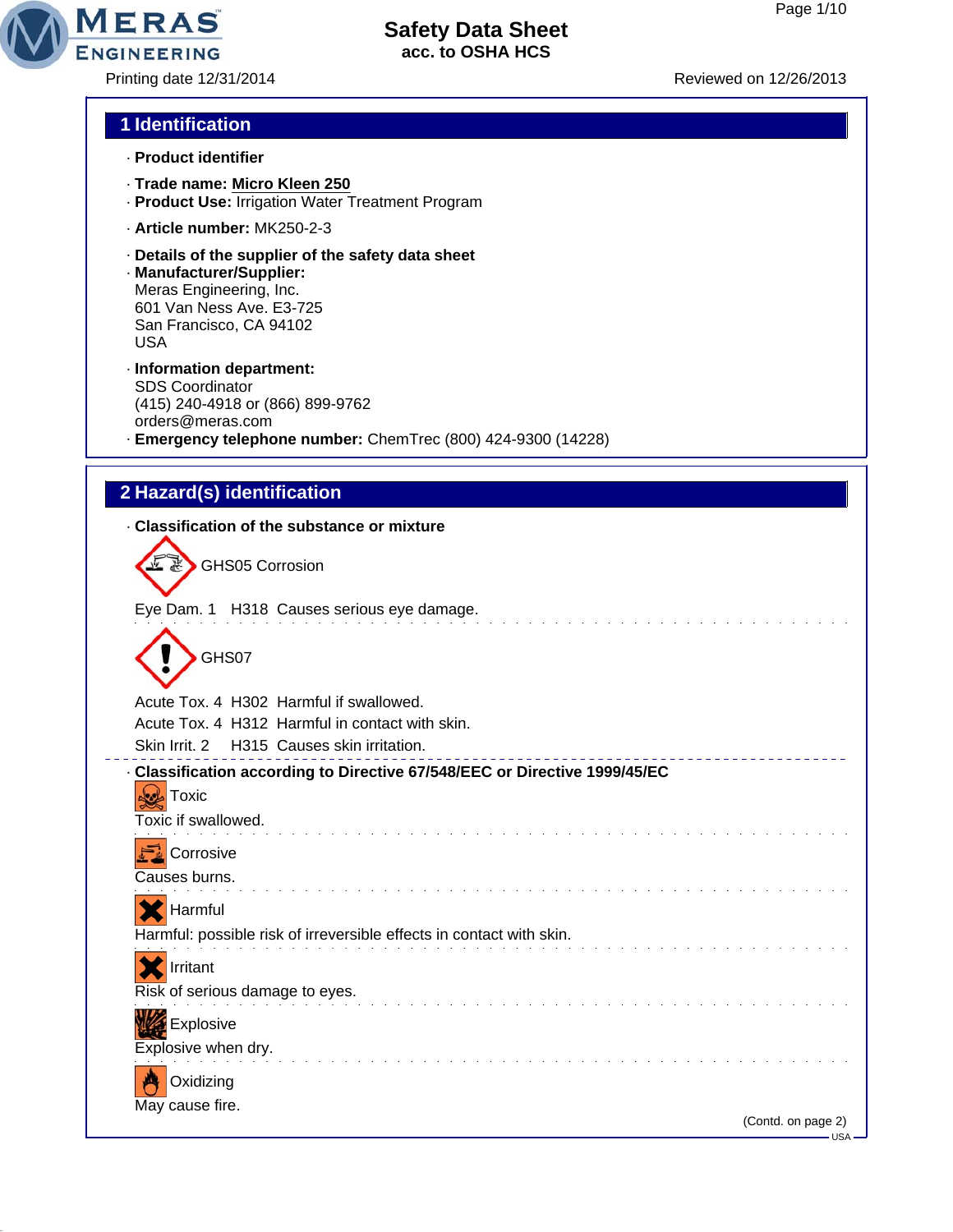# Safety Data Sheet
acc. to OSHA HCS

Printing date 12/31/2014 Reviewed on 12/26/2013

## 1 Identification

· **Product identifier**

· **Trade name:** **Micro Kleen 250**
· **Product Use:** Irrigation Water Treatment Program

· **Article number:** MK250-2-3

· **Details of the supplier of the safety data sheet**
· **Manufacturer/Supplier:**
Meras Engineering, Inc.
601 Van Ness Ave. E3-725
San Francisco, CA 94102
USA

· **Information department:**
SDS Coordinator
(415) 240-4918 or (866) 899-9762
orders@meras.com
· **Emergency telephone number:** ChemTrec (800) 424-9300 (14228)

## 2 Hazard(s) identification

· **Classification of the substance or mixture**

GHS05 Corrosion

Eye Dam. 1 H318 Causes serious eye damage.

GHS07

Acute Tox. 4 H302 Harmful if swallowed.
Acute Tox. 4 H312 Harmful in contact with skin.
Skin Irrit. 2 H315 Causes skin irritation.

· **Classification according to Directive 67/548/EEC or Directive 1999/45/EC**

Toxic
Toxic if swallowed.

Corrosive
Causes burns.

Harmful
Harmful: possible risk of irreversible effects in contact with skin.

Irritant
Risk of serious damage to eyes.

Explosive
Explosive when dry.

Oxidizing
May cause fire.

(Contd. on page 2)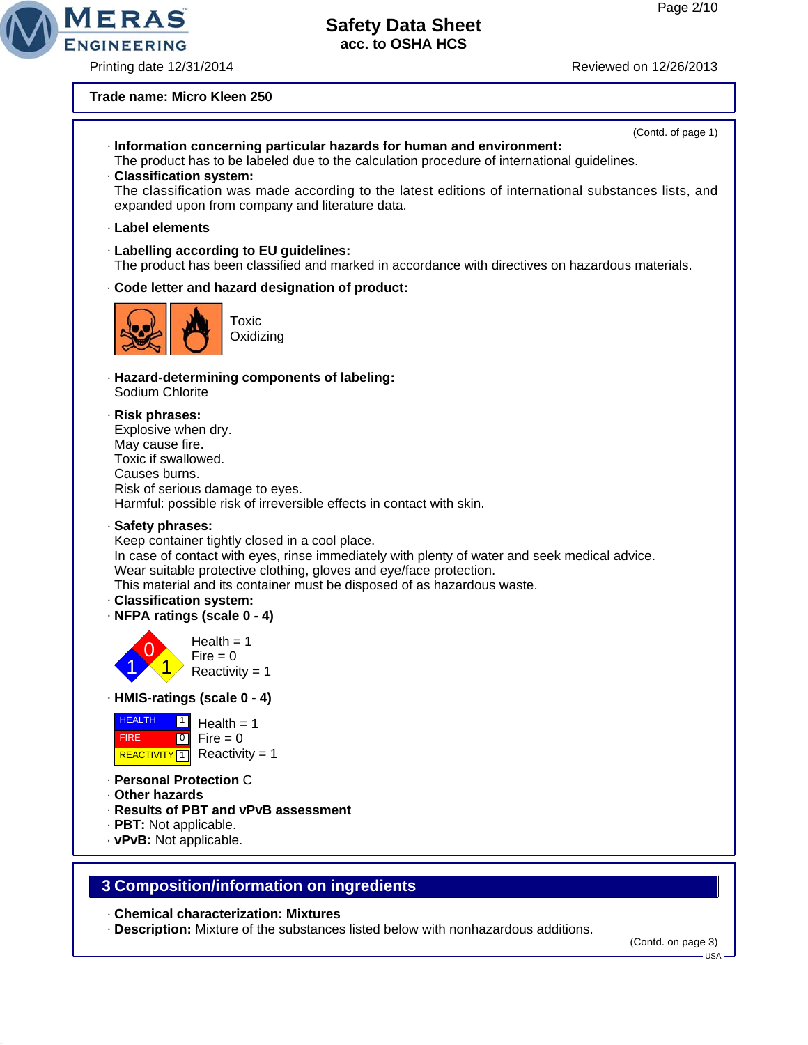**Trade name: Micro Kleen 250**

(Contd. of page 1)

· **Information concerning particular hazards for human and environment:**
The product has to be labeled due to the calculation procedure of international guidelines.

· **Classification system:**
The classification was made according to the latest editions of international substances lists, and expanded upon from company and literature data.

· **Label elements**

· **Labelling according to EU guidelines:**
The product has been classified and marked in accordance with directives on hazardous materials.

· **Code letter and hazard designation of product:**

Toxic
Oxidizing

· **Hazard-determining components of labeling:**
Sodium Chlorite

· **Risk phrases:**
Explosive when dry.
May cause fire.
Toxic if swallowed.
Causes burns.
Risk of serious damage to eyes.
Harmful: possible risk of irreversible effects in contact with skin.

· **Safety phrases:**
Keep container tightly closed in a cool place.
In case of contact with eyes, rinse immediately with plenty of water and seek medical advice.
Wear suitable protective clothing, gloves and eye/face protection.
This material and its container must be disposed of as hazardous waste.

· **Classification system:**

· **NFPA ratings (scale 0 - 4)**

Health = 1
Fire = 0
Reactivity = 1

· **HMIS-ratings (scale 0 - 4)**

| | |
|---|---|
| HEALTH | 1 |
| FIRE | 0 |
| REACTIVITY | 1 |

Health = 1
Fire = 0
Reactivity = 1

· **Personal Protection** C
· **Other hazards**
· **Results of PBT and vPvB assessment**
· **PBT:** Not applicable.
· **vPvB:** Not applicable.

## 3 Composition/information on ingredients

· **Chemical characterization: Mixtures**
· **Description:** Mixture of the substances listed below with nonhazardous additions.

(Contd. on page 3)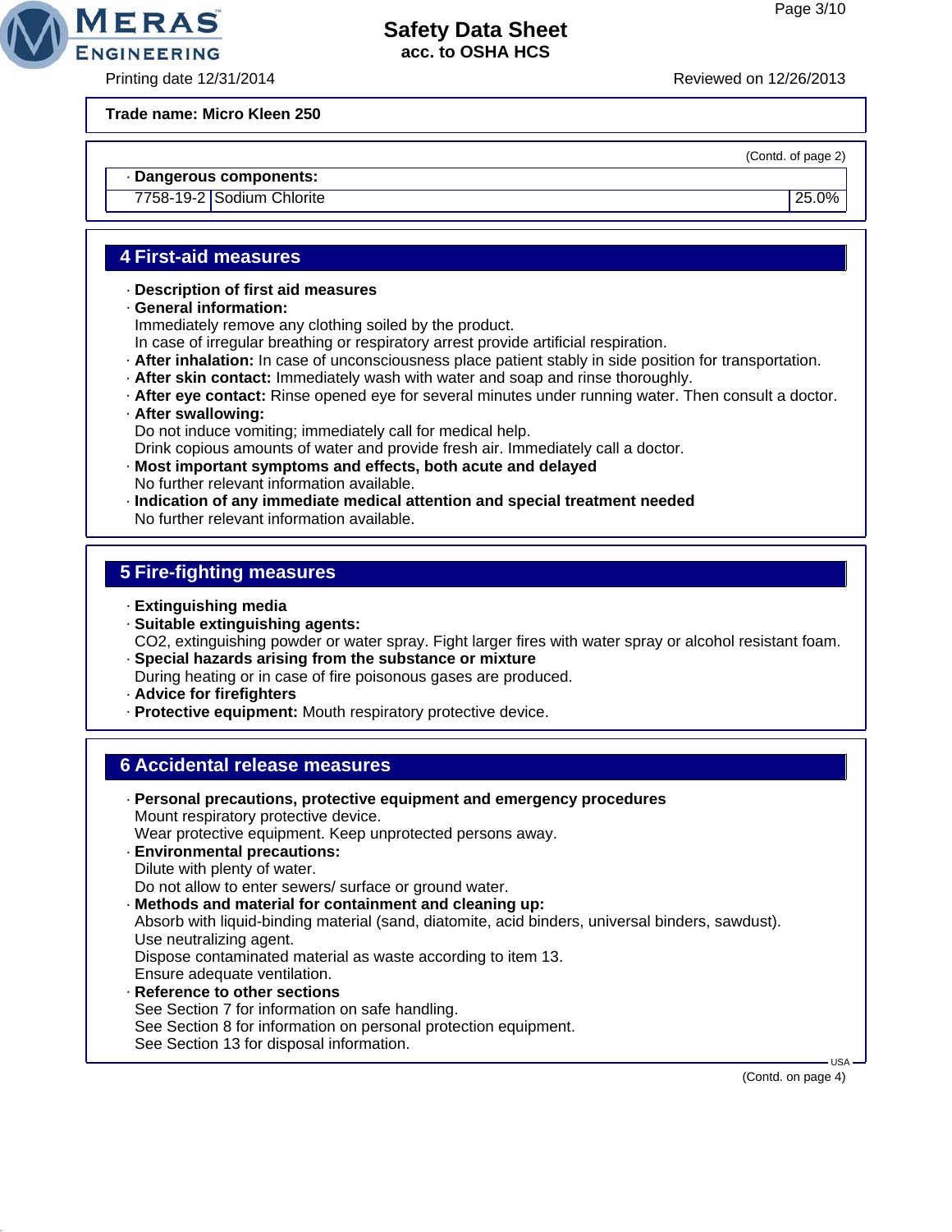**Trade name: Micro Kleen 250**

(Contd. of page 2)

· **Dangerous components:**

| | | |
|---|---|---|
| 7758-19-2 | Sodium Chlorite | 25.0% |

## 4 First-aid measures

· **Description of first aid measures**
· **General information:**
Immediately remove any clothing soiled by the product.
In case of irregular breathing or respiratory arrest provide artificial respiration.
· **After inhalation:** In case of unconsciousness place patient stably in side position for transportation.
· **After skin contact:** Immediately wash with water and soap and rinse thoroughly.
· **After eye contact:** Rinse opened eye for several minutes under running water. Then consult a doctor.
· **After swallowing:**
Do not induce vomiting; immediately call for medical help.
Drink copious amounts of water and provide fresh air. Immediately call a doctor.
· **Most important symptoms and effects, both acute and delayed**
No further relevant information available.
· **Indication of any immediate medical attention and special treatment needed**
No further relevant information available.

## 5 Fire-fighting measures

· **Extinguishing media**
· **Suitable extinguishing agents:**
$CO_2$, extinguishing powder or water spray. Fight larger fires with water spray or alcohol resistant foam.
· **Special hazards arising from the substance or mixture**
During heating or in case of fire poisonous gases are produced.
· **Advice for firefighters**
· **Protective equipment:** Mouth respiratory protective device.

## 6 Accidental release measures

· **Personal precautions, protective equipment and emergency procedures**
Mount respiratory protective device.
Wear protective equipment. Keep unprotected persons away.
· **Environmental precautions:**
Dilute with plenty of water.
Do not allow to enter sewers/ surface or ground water.
· **Methods and material for containment and cleaning up:**
Absorb with liquid-binding material (sand, diatomite, acid binders, universal binders, sawdust).
Use neutralizing agent.
Dispose contaminated material as waste according to item 13.
Ensure adequate ventilation.
· **Reference to other sections**
See Section 7 for information on safe handling.
See Section 8 for information on personal protection equipment.
See Section 13 for disposal information.

(Contd. on page 4)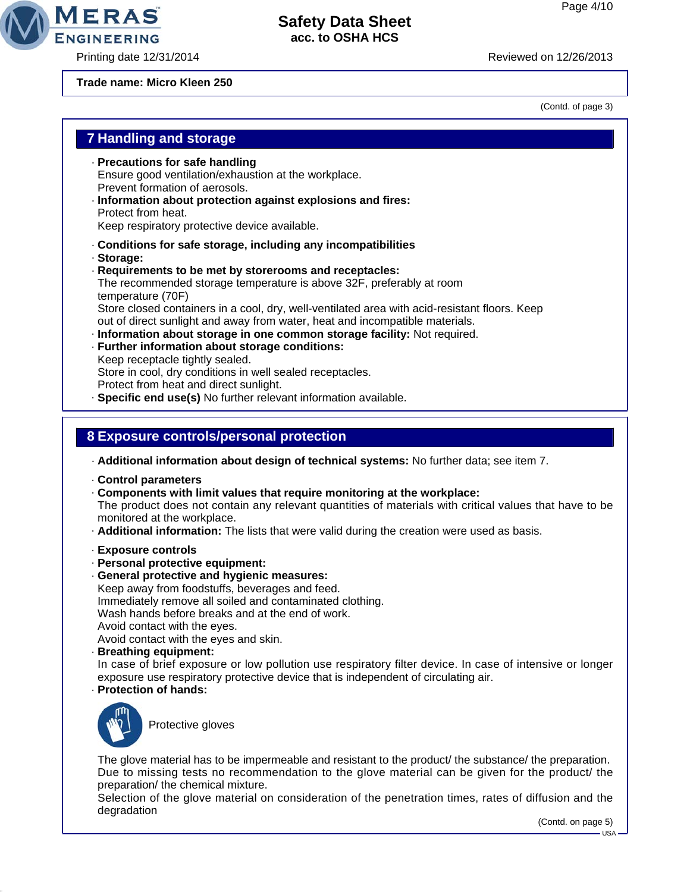**Trade name: Micro Kleen 250**

(Contd. of page 3)

## 7 Handling and storage

- **Precautions for safe handling**
  Ensure good ventilation/exhaustion at the workplace.
  Prevent formation of aerosols.
- **Information about protection against explosions and fires:**
  Protect from heat.
  Keep respiratory protective device available.

- **Conditions for safe storage, including any incompatibilities**
- **Storage:**
- **Requirements to be met by storerooms and receptacles:**
  The recommended storage temperature is above 32F, preferably at room temperature (70F)
  Store closed containers in a cool, dry, well-ventilated area with acid-resistant floors. Keep out of direct sunlight and away from water, heat and incompatible materials.
- **Information about storage in one common storage facility:** Not required.
- **Further information about storage conditions:**
  Keep receptacle tightly sealed.
  Store in cool, dry conditions in well sealed receptacles.
  Protect from heat and direct sunlight.
- **Specific end use(s)** No further relevant information available.

## 8 Exposure controls/personal protection

- **Additional information about design of technical systems:** No further data; see item 7.

- **Control parameters**
- **Components with limit values that require monitoring at the workplace:**
  The product does not contain any relevant quantities of materials with critical values that have to be monitored at the workplace.
- **Additional information:** The lists that were valid during the creation were used as basis.

- **Exposure controls**
- **Personal protective equipment:**
- **General protective and hygienic measures:**
  Keep away from foodstuffs, beverages and feed.
  Immediately remove all soiled and contaminated clothing.
  Wash hands before breaks and at the end of work.
  Avoid contact with the eyes.
  Avoid contact with the eyes and skin.
- **Breathing equipment:**
  In case of brief exposure or low pollution use respiratory filter device. In case of intensive or longer exposure use respiratory protective device that is independent of circulating air.
- **Protection of hands:**

  Protective gloves

  The glove material has to be impermeable and resistant to the product/ the substance/ the preparation.
  Due to missing tests no recommendation to the glove material can be given for the product/ the preparation/ the chemical mixture.
  Selection of the glove material on consideration of the penetration times, rates of diffusion and the degradation

(Contd. on page 5)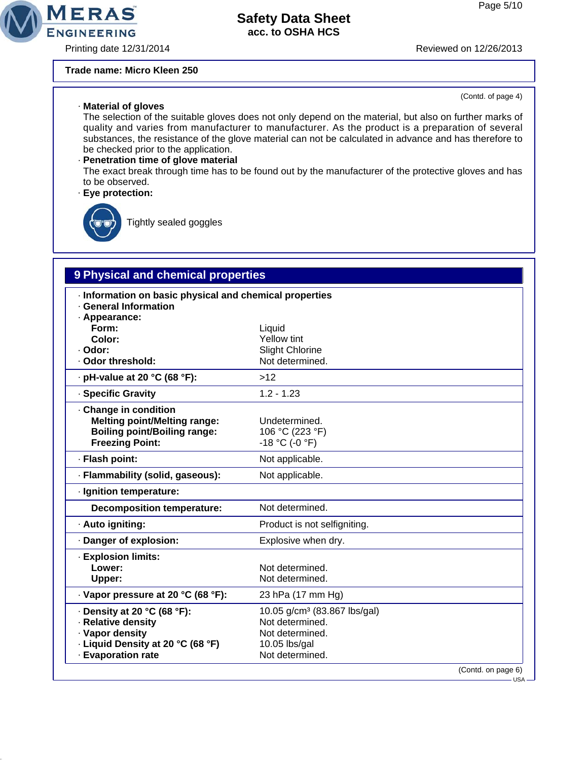**Trade name: Micro Kleen 250**

(Contd. of page 4)

· **Material of gloves**
The selection of the suitable gloves does not only depend on the material, but also on further marks of quality and varies from manufacturer to manufacturer. As the product is a preparation of several substances, the resistance of the glove material can not be calculated in advance and has therefore to be checked prior to the application.

· **Penetration time of glove material**
The exact break through time has to be found out by the manufacturer of the protective gloves and has to be observed.

· **Eye protection:**

Tightly sealed goggles

## 9 Physical and chemical properties

· **Information on basic physical and chemical properties**
· **General Information**
· **Appearance:**

| | |
|---|---|
| **Form:** | Liquid |
| **Color:** | Yellow tint |
| · **Odor:** | Slight Chlorine |
| · **Odor threshold:** | Not determined. |
| · **pH-value at 20 °C (68 °F):** | >12 |
| · **Specific Gravity** | 1.2 - 1.23 |
| · **Change in condition** | |
| **Melting point/Melting range:** | Undetermined. |
| **Boiling point/Boiling range:** | 106 °C (223 °F) |
| **Freezing Point:** | -18 °C (-0 °F) |
| · **Flash point:** | Not applicable. |
| · **Flammability (solid, gaseous):** | Not applicable. |
| · **Ignition temperature:** | |
| **Decomposition temperature:** | Not determined. |
| · **Auto igniting:** | Product is not selfigniting. |
| · **Danger of explosion:** | Explosive when dry. |
| · **Explosion limits:** | |
| **Lower:** | Not determined. |
| **Upper:** | Not determined. |
| · **Vapor pressure at 20 °C (68 °F):** | 23 hPa (17 mm Hg) |
| · **Density at 20 °C (68 °F):** | 10.05 g/cm³ (83.867 lbs/gal) |
| · **Relative density** | Not determined. |
| · **Vapor density** | Not determined. |
| · **Liquid Density at 20 °C (68 °F)** | 10.05 lbs/gal |
| · **Evaporation rate** | Not determined. |

(Contd. on page 6)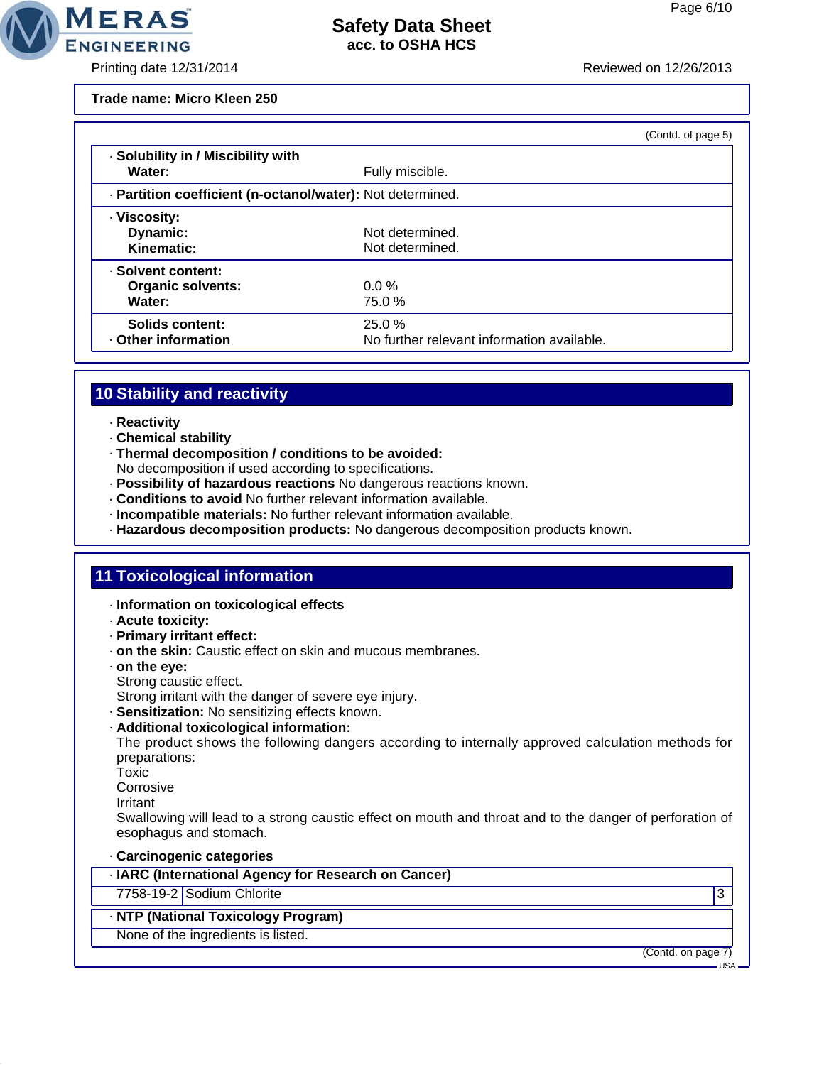**Trade name: Micro Kleen 250**

(Contd. of page 5)

· **Solubility in / Miscibility with**
  **Water:** Fully miscible.

· **Partition coefficient (n-octanol/water):** Not determined.

· **Viscosity:**
  **Dynamic:** Not determined.
  **Kinematic:** Not determined.

· **Solvent content:**
  **Organic solvents:** 0.0 %
  **Water:** 75.0 %

  **Solids content:** 25.0 %

· **Other information** No further relevant information available.

## 10 Stability and reactivity

· **Reactivity**
· **Chemical stability**
· **Thermal decomposition / conditions to be avoided:**
No decomposition if used according to specifications.
· **Possibility of hazardous reactions** No dangerous reactions known.
· **Conditions to avoid** No further relevant information available.
· **Incompatible materials:** No further relevant information available.
· **Hazardous decomposition products:** No dangerous decomposition products known.

## 11 Toxicological information

· **Information on toxicological effects**
· **Acute toxicity:**
· **Primary irritant effect:**
· **on the skin:** Caustic effect on skin and mucous membranes.
· **on the eye:**
Strong caustic effect.
Strong irritant with the danger of severe eye injury.
· **Sensitization:** No sensitizing effects known.
· **Additional toxicological information:**
The product shows the following dangers according to internally approved calculation methods for preparations:
Toxic
Corrosive
Irritant
Swallowing will lead to a strong caustic effect on mouth and throat and to the danger of perforation of esophagus and stomach.

· **Carcinogenic categories**

· **IARC (International Agency for Research on Cancer)**

| | | |
|---|---|---|
| 7758-19-2 | Sodium Chlorite | 3 |

· **NTP (National Toxicology Program)**

None of the ingredients is listed.

(Contd. on page 7)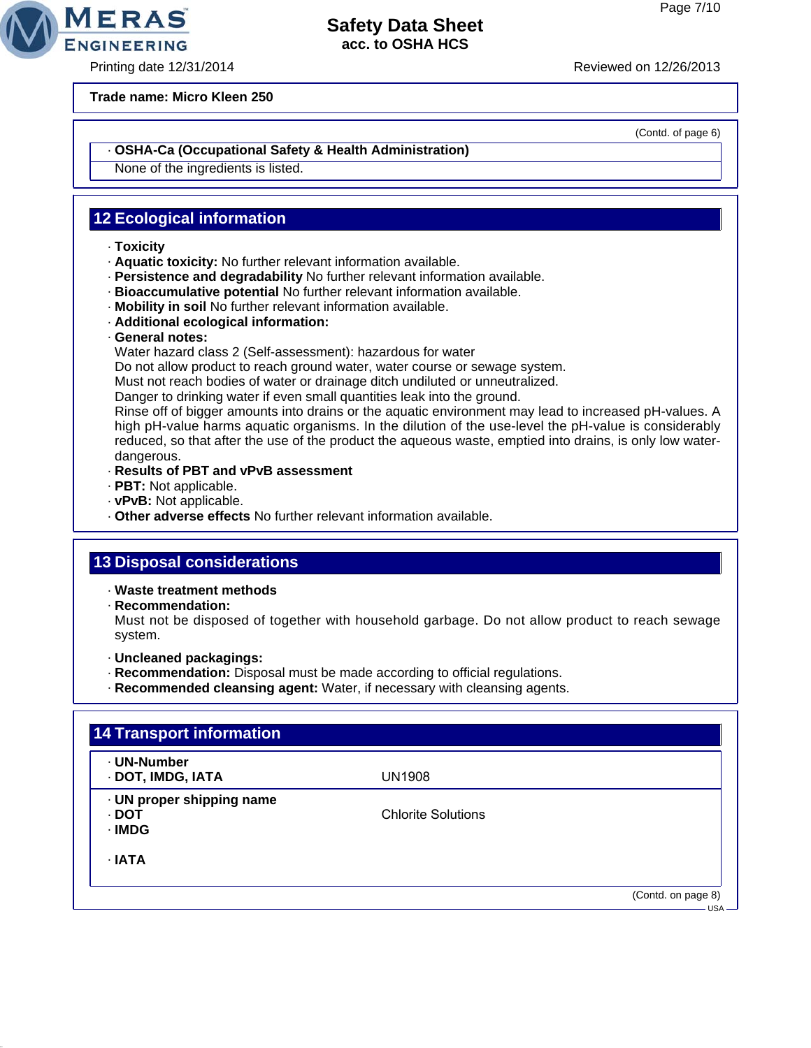Trade name: Micro Kleen 250

(Contd. of page 6)

· **OSHA-Ca (Occupational Safety & Health Administration)**

None of the ingredients is listed.

## 12 Ecological information

· **Toxicity**
· **Aquatic toxicity:** No further relevant information available.
· **Persistence and degradability** No further relevant information available.
· **Bioaccumulative potential** No further relevant information available.
· **Mobility in soil** No further relevant information available.
· **Additional ecological information:**
· **General notes:**
Water hazard class 2 (Self-assessment): hazardous for water
Do not allow product to reach ground water, water course or sewage system.
Must not reach bodies of water or drainage ditch undiluted or unneutralized.
Danger to drinking water if even small quantities leak into the ground.
Rinse off of bigger amounts into drains or the aquatic environment may lead to increased pH-values. A high pH-value harms aquatic organisms. In the dilution of the use-level the pH-value is considerably reduced, so that after the use of the product the aqueous waste, emptied into drains, is only low water-dangerous.
· **Results of PBT and vPvB assessment**
· **PBT:** Not applicable.
· **vPvB:** Not applicable.
· **Other adverse effects** No further relevant information available.

## 13 Disposal considerations

· **Waste treatment methods**
· **Recommendation:**
Must not be disposed of together with household garbage. Do not allow product to reach sewage system.

· **Uncleaned packagings:**
· **Recommendation:** Disposal must be made according to official regulations.
· **Recommended cleansing agent:** Water, if necessary with cleansing agents.

## 14 Transport information

| | |
|---|---|
| · **UN-Number** | |
| · **DOT, IMDG, IATA** | UN1908 |
| · **UN proper shipping name** | |
| · **DOT** | Chlorite Solutions |
| · **IMDG** | |
| · **IATA** | |

(Contd. on page 8)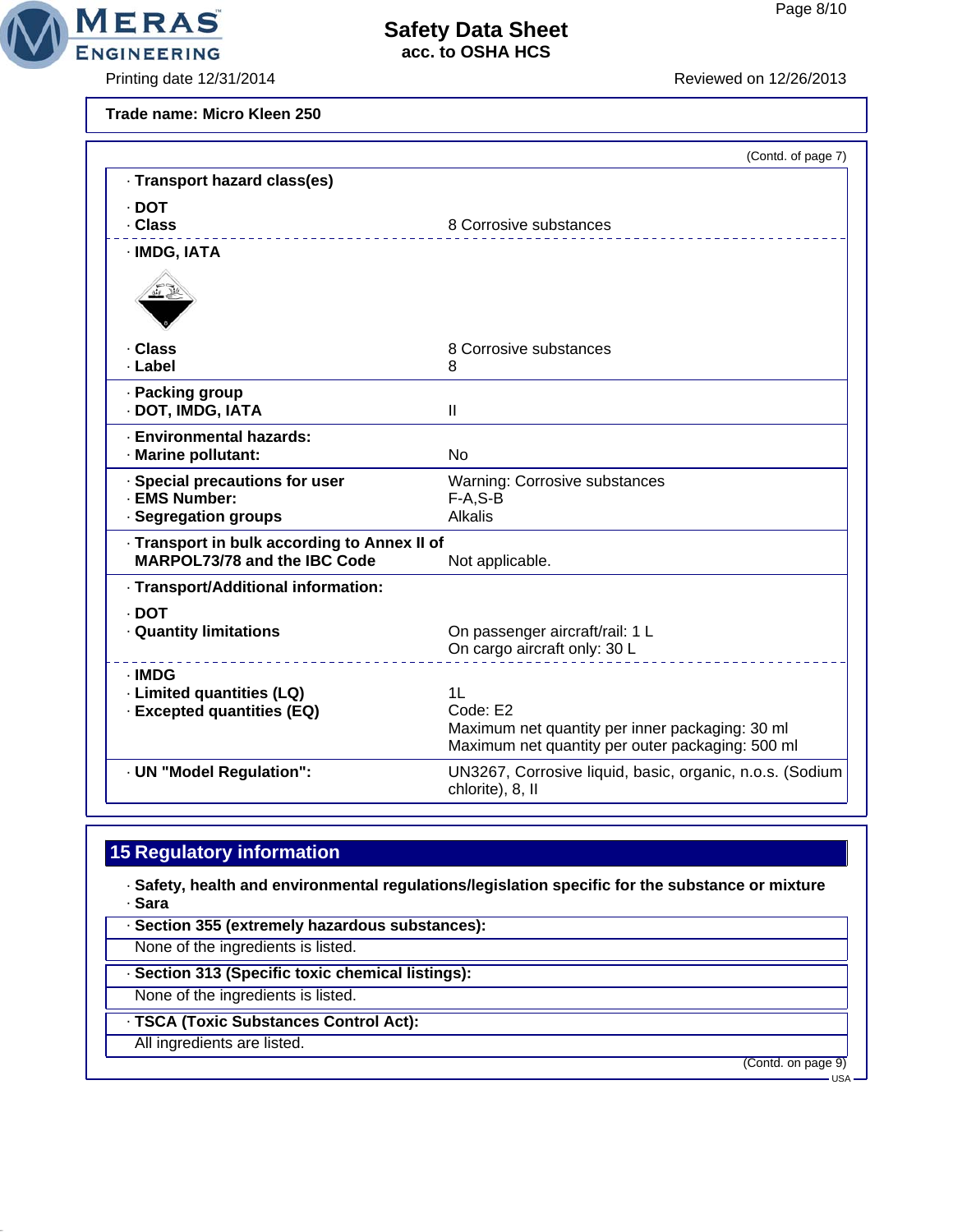Trade name: Micro Kleen 250

(Contd. of page 7)

| | |
|---|---|
| · **Transport hazard class(es)** | |
| · **DOT** | |
| · **Class** | 8 Corrosive substances |
| · **IMDG, IATA** | |
| · **Class** | 8 Corrosive substances |
| · **Label** | 8 |
| · **Packing group** | |
| · **DOT, IMDG, IATA** | II |
| · **Environmental hazards:** | |
| · **Marine pollutant:** | No |
| · **Special precautions for user** | Warning: Corrosive substances |
| · **EMS Number:** | F-A,S-B |
| · **Segregation groups** | Alkalis |
| · **Transport in bulk according to Annex II of MARPOL73/78 and the IBC Code** | Not applicable. |
| · **Transport/Additional information:** | |
| · **DOT** | |
| · **Quantity limitations** | On passenger aircraft/rail: 1 L<br>On cargo aircraft only: 30 L |
| · **IMDG** | |
| · **Limited quantities (LQ)** | 1L |
| · **Excepted quantities (EQ)** | Code: E2<br>Maximum net quantity per inner packaging: 30 ml<br>Maximum net quantity per outer packaging: 500 ml |
| · **UN "Model Regulation":** | UN3267, Corrosive liquid, basic, organic, n.o.s. (Sodium chlorite), 8, II |

## 15 Regulatory information

· **Safety, health and environmental regulations/legislation specific for the substance or mixture**

· **Sara**

· **Section 355 (extremely hazardous substances):**

None of the ingredients is listed.

· **Section 313 (Specific toxic chemical listings):**

None of the ingredients is listed.

· **TSCA (Toxic Substances Control Act):**

All ingredients are listed.

(Contd. on page 9)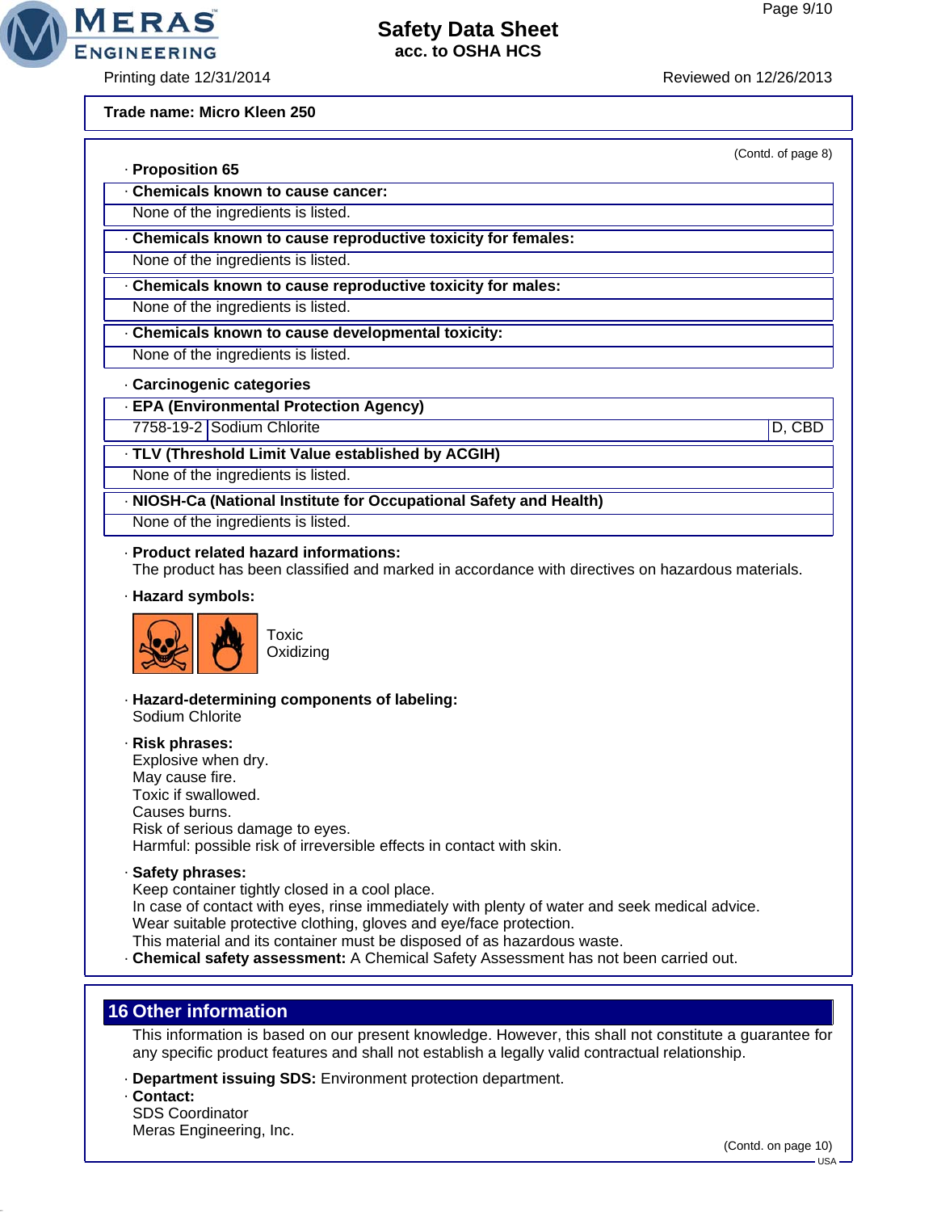**Trade name: Micro Kleen 250**

(Contd. of page 8)

· **Proposition 65**

· **Chemicals known to cause cancer:**
None of the ingredients is listed.

· **Chemicals known to cause reproductive toxicity for females:**
None of the ingredients is listed.

· **Chemicals known to cause reproductive toxicity for males:**
None of the ingredients is listed.

· **Chemicals known to cause developmental toxicity:**
None of the ingredients is listed.

· **Carcinogenic categories**

· **EPA (Environmental Protection Agency)**

| | | |
|---|---|---|
| 7758-19-2 | Sodium Chlorite | D, CBD |

· **TLV (Threshold Limit Value established by ACGIH)**
None of the ingredients is listed.

· **NIOSH-Ca (National Institute for Occupational Safety and Health)**
None of the ingredients is listed.

· **Product related hazard informations:**
The product has been classified and marked in accordance with directives on hazardous materials.

· **Hazard symbols:**

Toxic
Oxidizing

· **Hazard-determining components of labeling:**
Sodium Chlorite

· **Risk phrases:**
Explosive when dry.
May cause fire.
Toxic if swallowed.
Causes burns.
Risk of serious damage to eyes.
Harmful: possible risk of irreversible effects in contact with skin.

· **Safety phrases:**
Keep container tightly closed in a cool place.
In case of contact with eyes, rinse immediately with plenty of water and seek medical advice.
Wear suitable protective clothing, gloves and eye/face protection.
This material and its container must be disposed of as hazardous waste.

· **Chemical safety assessment:** A Chemical Safety Assessment has not been carried out.

## 16 Other information

This information is based on our present knowledge. However, this shall not constitute a guarantee for any specific product features and shall not establish a legally valid contractual relationship.

· **Department issuing SDS:** Environment protection department.

· **Contact:**
SDS Coordinator
Meras Engineering, Inc.

(Contd. on page 10)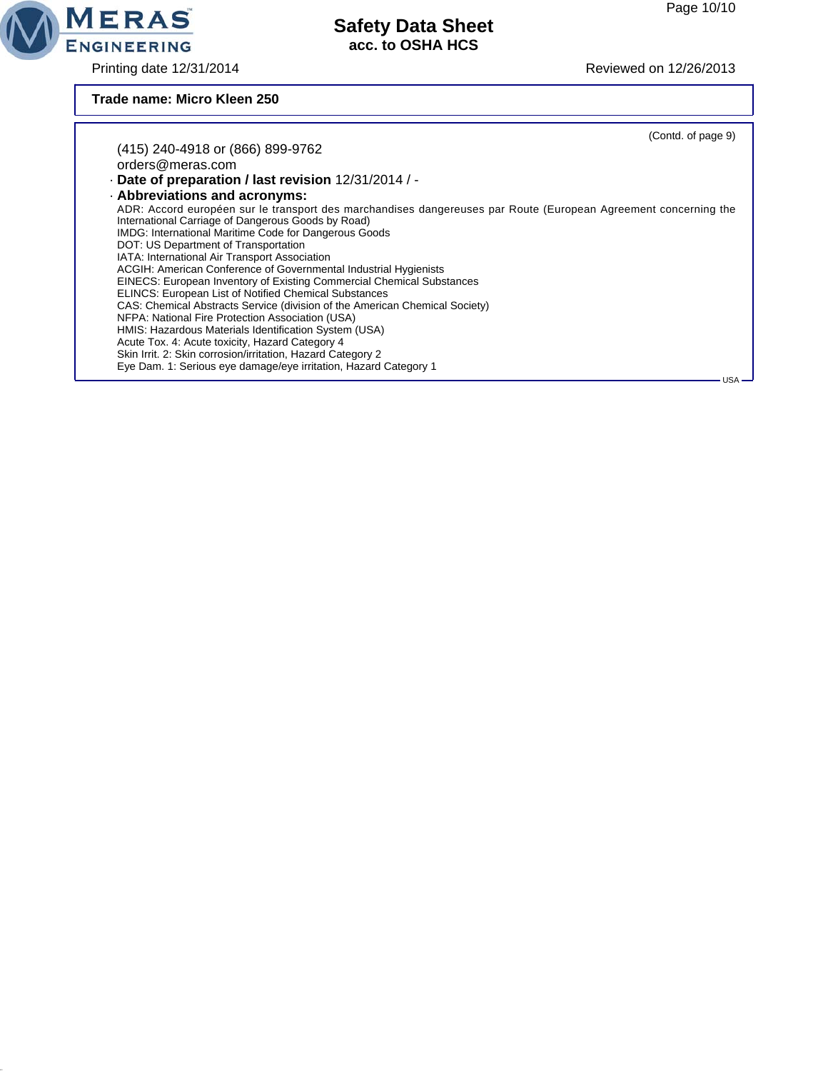**Trade name: Micro Kleen 250**

(Contd. of page 9)

(415) 240-4918 or (866) 899-9762
orders@meras.com

· **Date of preparation / last revision** 12/31/2014 / -

· **Abbreviations and acronyms:**

ADR: Accord européen sur le transport des marchandises dangereuses par Route (European Agreement concerning the International Carriage of Dangerous Goods by Road)
IMDG: International Maritime Code for Dangerous Goods
DOT: US Department of Transportation
IATA: International Air Transport Association
ACGIH: American Conference of Governmental Industrial Hygienists
EINECS: European Inventory of Existing Commercial Chemical Substances
ELINCS: European List of Notified Chemical Substances
CAS: Chemical Abstracts Service (division of the American Chemical Society)
NFPA: National Fire Protection Association (USA)
HMIS: Hazardous Materials Identification System (USA)
Acute Tox. 4: Acute toxicity, Hazard Category 4
Skin Irrit. 2: Skin corrosion/irritation, Hazard Category 2
Eye Dam. 1: Serious eye damage/eye irritation, Hazard Category 1

USA